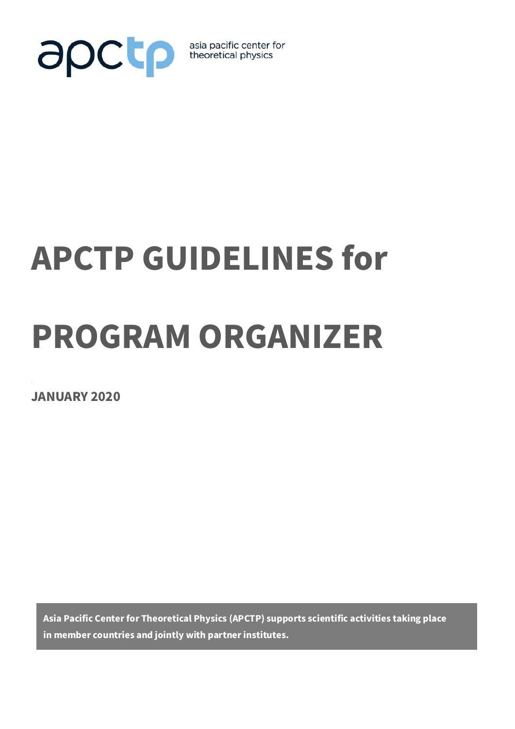apctp asia pacific center for theoretical physics

# APCTP GUIDELINES for PROGRAM ORGANIZER

**JANUARY 2020**

**Asia Pacific Center for Theoretical Physics (APCTP) supports scientific activities taking place in member countries and jointly with partner institutes.**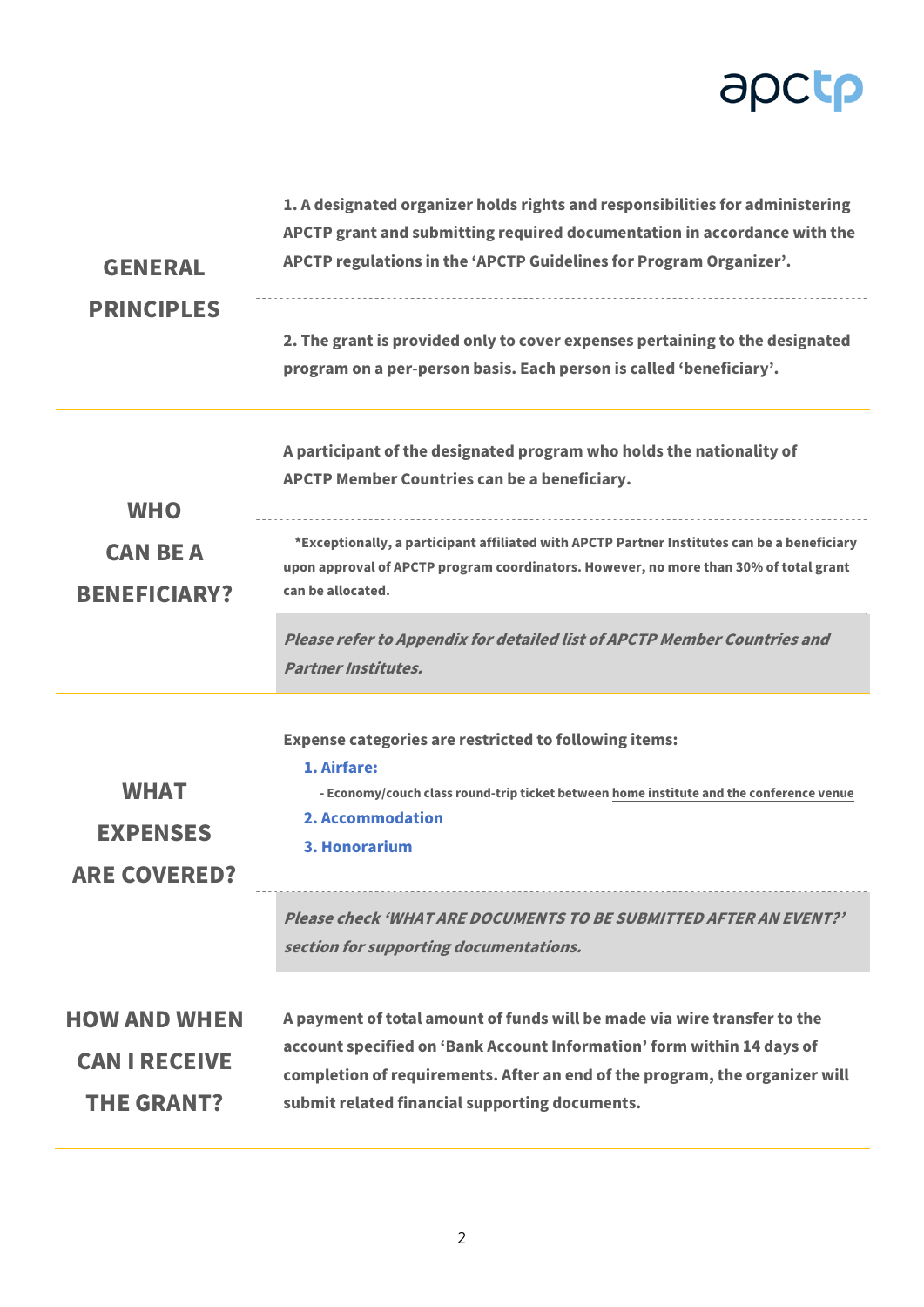## GENERAL PRINCIPLES

**1. A designated organizer holds rights and responsibilities for administering APCTP grant and submitting required documentation in accordance with the APCTP regulations in the 'APCTP Guidelines for Program Organizer'.**

**2. The grant is provided only to cover expenses pertaining to the designated program on a per-person basis. Each person is called 'beneficiary'.**

## WHO CAN BE A BENEFICIARY?

**A participant of the designated program who holds the nationality of APCTP Member Countries can be a beneficiary.**

**\*Exceptionally, a participant affiliated with APCTP Partner Institutes can be a beneficiary upon approval of APCTP program coordinators. However, no more than 30% of total grant can be allocated.**

***Please refer to Appendix for detailed list of APCTP Member Countries and Partner Institutes.***

## WHAT EXPENSES ARE COVERED?

**Expense categories are restricted to following items:**

1. **Airfare:**
   - **Economy/couch class round-trip ticket between home institute and the conference venue**
2. **Accommodation**
3. **Honorarium**

***Please check 'WHAT ARE DOCUMENTS TO BE SUBMITTED AFTER AN EVENT?' section for supporting documentations.***

## HOW AND WHEN CAN I RECEIVE THE GRANT?

**A payment of total amount of funds will be made via wire transfer to the account specified on 'Bank Account Information' form within 14 days of completion of requirements. After an end of the program, the organizer will submit related financial supporting documents.**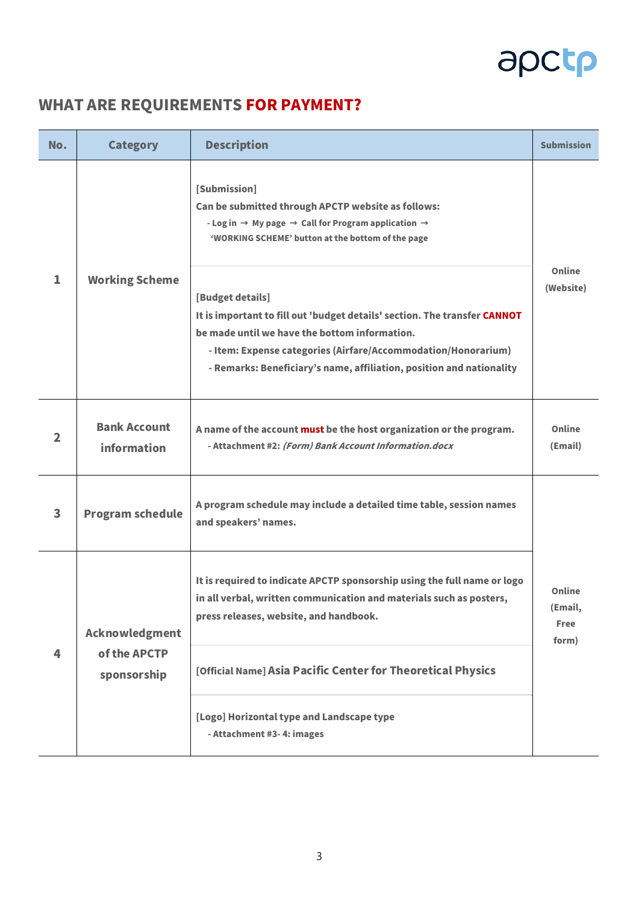## WHAT ARE REQUIREMENTS FOR PAYMENT?

| No. | Category | Description | Submission |
|---|---|---|---|
| 1 | Working Scheme | [Submission]<br>Can be submitted through APCTP website as follows:<br>- Log in → My page → Call for Program application → 'WORKING SCHEME' button at the bottom of the page<br><br>[Budget details]<br>It is important to fill out 'budget details' section. The transfer **CANNOT** be made until we have the bottom information.<br>- Item: Expense categories (Airfare/Accommodation/Honorarium)<br>- Remarks: Beneficiary's name, affiliation, position and nationality | Online (Website) |
| 2 | Bank Account information | A name of the account **must** be the host organization or the program.<br>- Attachment #2: *(Form) Bank Account Information.docx* | Online (Email) |
| 3 | Program schedule | A program schedule may include a detailed time table, session names and speakers' names. | Online (Email, Free form) |
| 4 | Acknowledgment of the APCTP sponsorship | It is required to indicate APCTP sponsorship using the full name or logo in all verbal, written communication and materials such as posters, press releases, website, and handbook.<br><br>[Official Name] Asia Pacific Center for Theoretical Physics<br><br>[Logo] Horizontal type and Landscape type<br>- Attachment #3- 4: images | |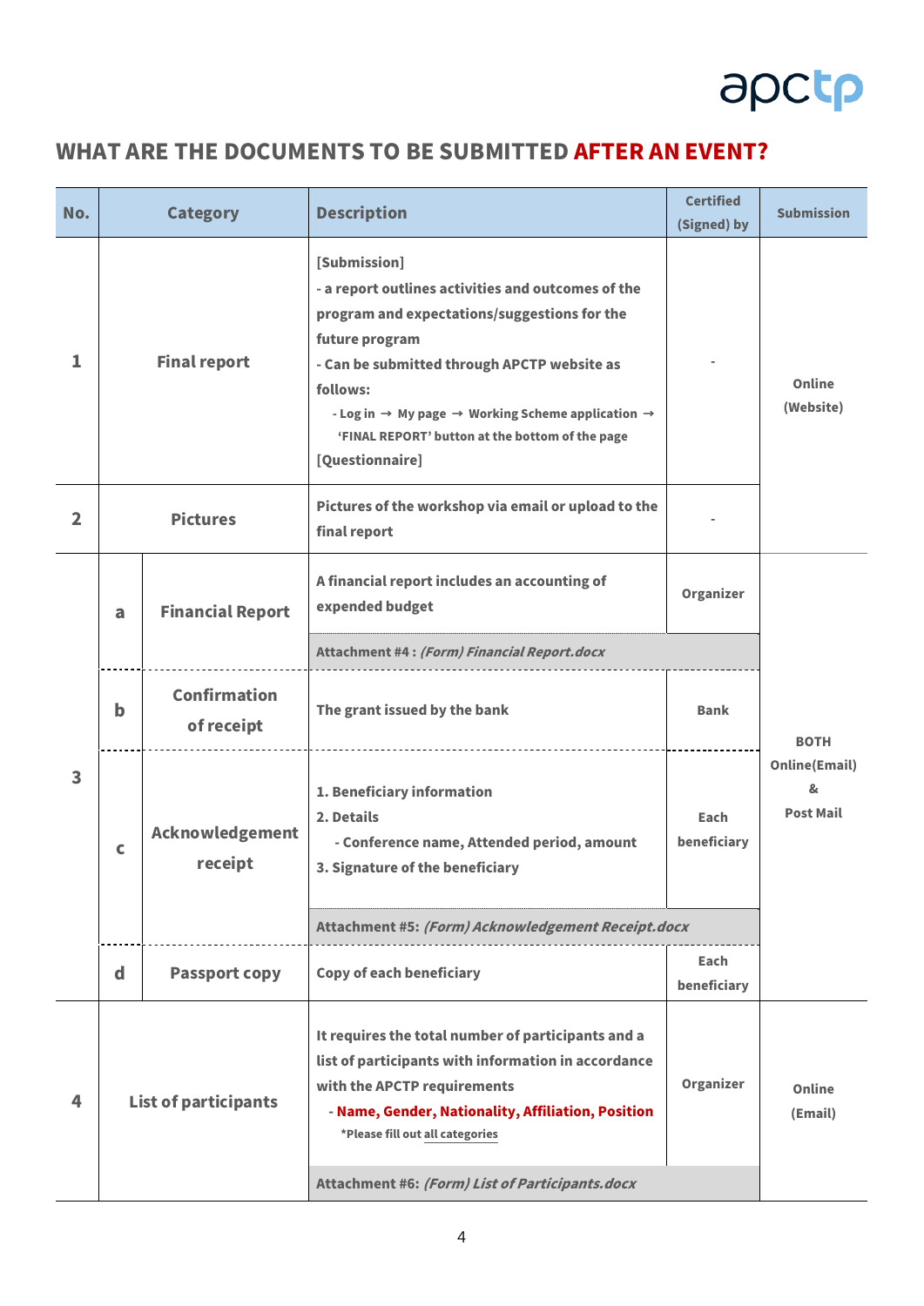## WHAT ARE THE DOCUMENTS TO BE SUBMITTED **AFTER AN EVENT?**

| No. | Category | | Description | Certified (Signed) by | Submission |
|---|---|---|---|---|---|
| 1 | Final report | | [Submission]<br>- a report outlines activities and outcomes of the program and expectations/suggestions for the future program<br>- Can be submitted through APCTP website as follows:<br>- Log in → My page → Working Scheme application → 'FINAL REPORT' button at the bottom of the page<br>[Questionnaire] | - | Online (Website) |
| 2 | Pictures | | Pictures of the workshop via email or upload to the final report | - | |
| 3 | a | Financial Report | A financial report includes an accounting of expended budget | Organizer | BOTH Online(Email) & Post Mail |
| | | | Attachment #4 : *(Form) Financial Report.docx* | | |
| | b | Confirmation of receipt | The grant issued by the bank | Bank | |
| | c | Acknowledgement receipt | 1. Beneficiary information<br>2. Details<br>- Conference name, Attended period, amount<br>3. Signature of the beneficiary | Each beneficiary | |
| | | | Attachment #5: *(Form) Acknowledgement Receipt.docx* | | |
| | d | Passport copy | Copy of each beneficiary | Each beneficiary | |
| 4 | List of participants | | It requires the total number of participants and a list of participants with information in accordance with the APCTP requirements<br>- **Name, Gender, Nationality, Affiliation, Position**<br>*Please fill out all categories | Organizer | Online (Email) |
| | | | Attachment #6: *(Form) List of Participants.docx* | | |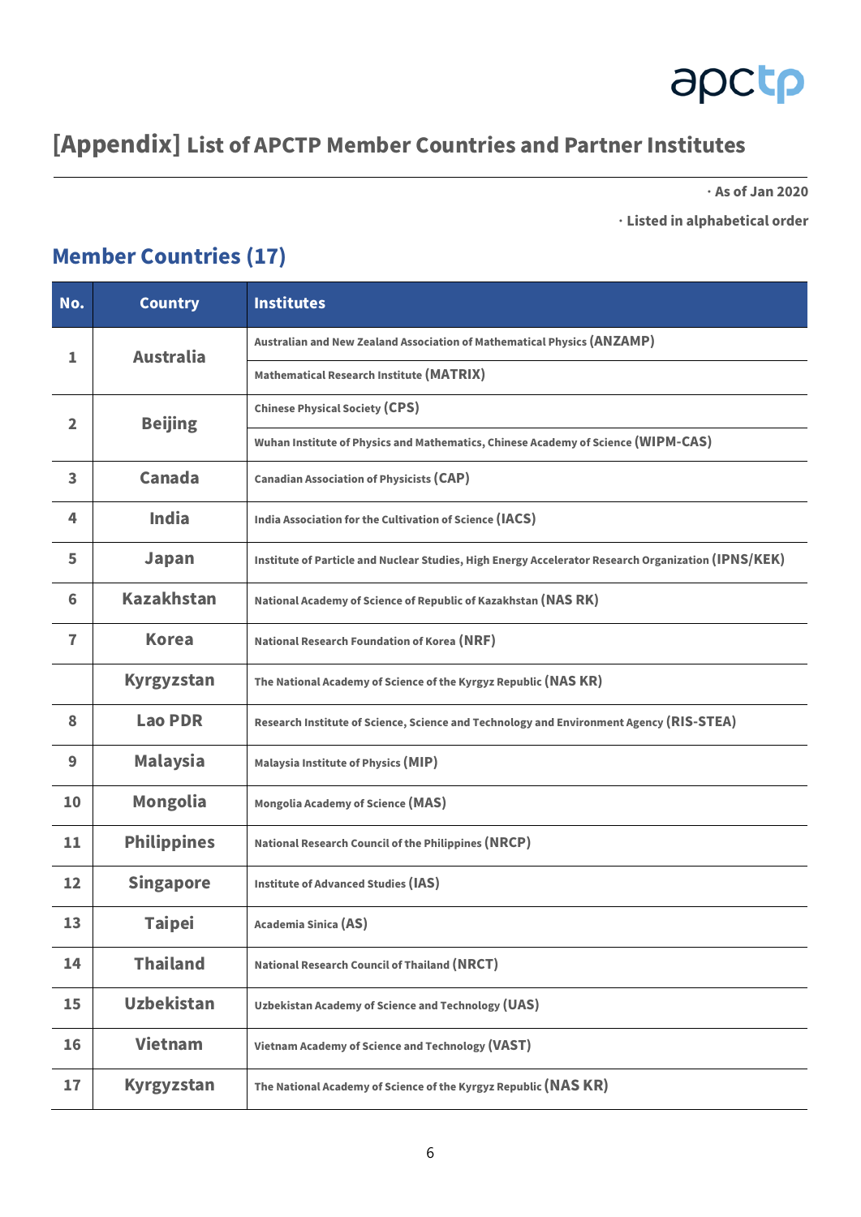# [Appendix] List of APCTP Member Countries and Partner Institutes

· As of Jan 2020

· Listed in alphabetical order

## Member Countries (17)

| No. | Country | Institutes |
|---|---|---|
| 1 | Australia | Australian and New Zealand Association of Mathematical Physics (ANZAMP) |
| | | Mathematical Research Institute (MATRIX) |
| 2 | Beijing | Chinese Physical Society (CPS) |
| | | Wuhan Institute of Physics and Mathematics, Chinese Academy of Science (WIPM-CAS) |
| 3 | Canada | Canadian Association of Physicists (CAP) |
| 4 | India | India Association for the Cultivation of Science (IACS) |
| 5 | Japan | Institute of Particle and Nuclear Studies, High Energy Accelerator Research Organization (IPNS/KEK) |
| 6 | Kazakhstan | National Academy of Science of Republic of Kazakhstan (NAS RK) |
| 7 | Korea | National Research Foundation of Korea (NRF) |
| | Kyrgyzstan | The National Academy of Science of the Kyrgyz Republic (NAS KR) |
| 8 | Lao PDR | Research Institute of Science, Science and Technology and Environment Agency (RIS-STEA) |
| 9 | Malaysia | Malaysia Institute of Physics (MIP) |
| 10 | Mongolia | Mongolia Academy of Science (MAS) |
| 11 | Philippines | National Research Council of the Philippines (NRCP) |
| 12 | Singapore | Institute of Advanced Studies (IAS) |
| 13 | Taipei | Academia Sinica (AS) |
| 14 | Thailand | National Research Council of Thailand (NRCT) |
| 15 | Uzbekistan | Uzbekistan Academy of Science and Technology (UAS) |
| 16 | Vietnam | Vietnam Academy of Science and Technology (VAST) |
| 17 | Kyrgyzstan | The National Academy of Science of the Kyrgyz Republic (NAS KR) |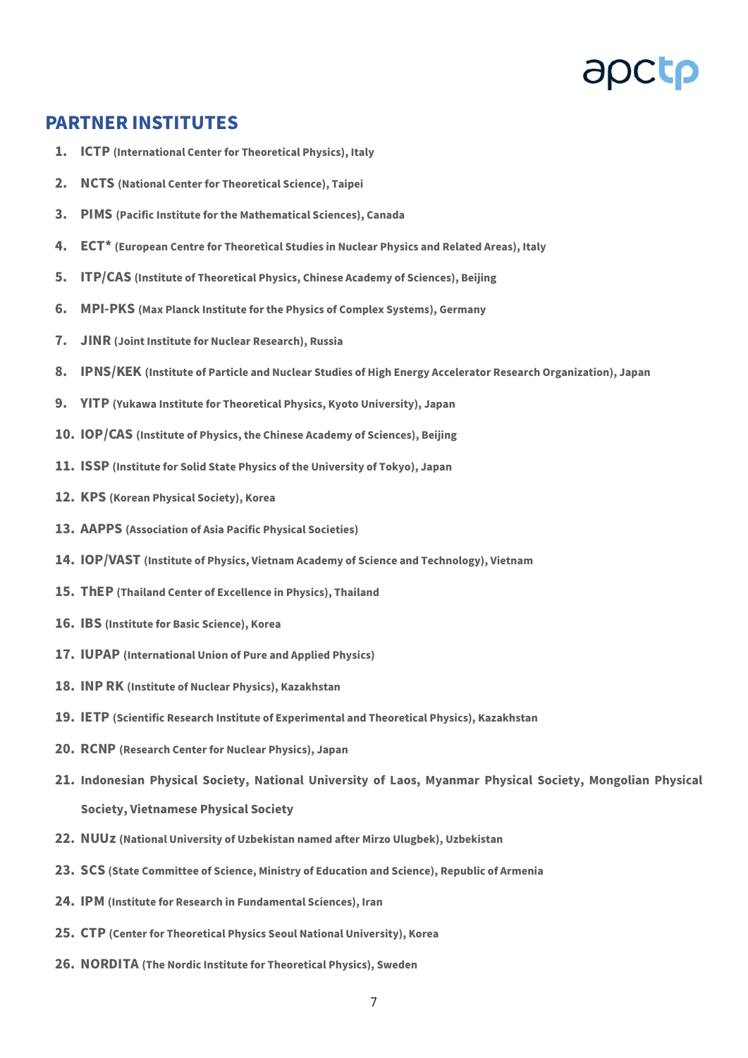## PARTNER INSTITUTES

1. **ICTP (International Center for Theoretical Physics), Italy**
2. **NCTS (National Center for Theoretical Science), Taipei**
3. **PIMS (Pacific Institute for the Mathematical Sciences), Canada**
4. **ECT* (European Centre for Theoretical Studies in Nuclear Physics and Related Areas), Italy**
5. **ITP/CAS (Institute of Theoretical Physics, Chinese Academy of Sciences), Beijing**
6. **MPI-PKS (Max Planck Institute for the Physics of Complex Systems), Germany**
7. **JINR (Joint Institute for Nuclear Research), Russia**
8. **IPNS/KEK (Institute of Particle and Nuclear Studies of High Energy Accelerator Research Organization), Japan**
9. **YITP (Yukawa Institute for Theoretical Physics, Kyoto University), Japan**
10. **IOP/CAS (Institute of Physics, the Chinese Academy of Sciences), Beijing**
11. **ISSP (Institute for Solid State Physics of the University of Tokyo), Japan**
12. **KPS (Korean Physical Society), Korea**
13. **AAPPS (Association of Asia Pacific Physical Societies)**
14. **IOP/VAST (Institute of Physics, Vietnam Academy of Science and Technology), Vietnam**
15. **ThEP (Thailand Center of Excellence in Physics), Thailand**
16. **IBS (Institute for Basic Science), Korea**
17. **IUPAP (International Union of Pure and Applied Physics)**
18. **INP RK (Institute of Nuclear Physics), Kazakhstan**
19. **IETP (Scientific Research Institute of Experimental and Theoretical Physics), Kazakhstan**
20. **RCNP (Research Center for Nuclear Physics), Japan**
21. **Indonesian Physical Society, National University of Laos, Myanmar Physical Society, Mongolian Physical Society, Vietnamese Physical Society**
22. **NUUz (National University of Uzbekistan named after Mirzo Ulugbek), Uzbekistan**
23. **SCS (State Committee of Science, Ministry of Education and Science), Republic of Armenia**
24. **IPM (Institute for Research in Fundamental Sciences), Iran**
25. **CTP (Center for Theoretical Physics Seoul National University), Korea**
26. **NORDITA (The Nordic Institute for Theoretical Physics), Sweden**